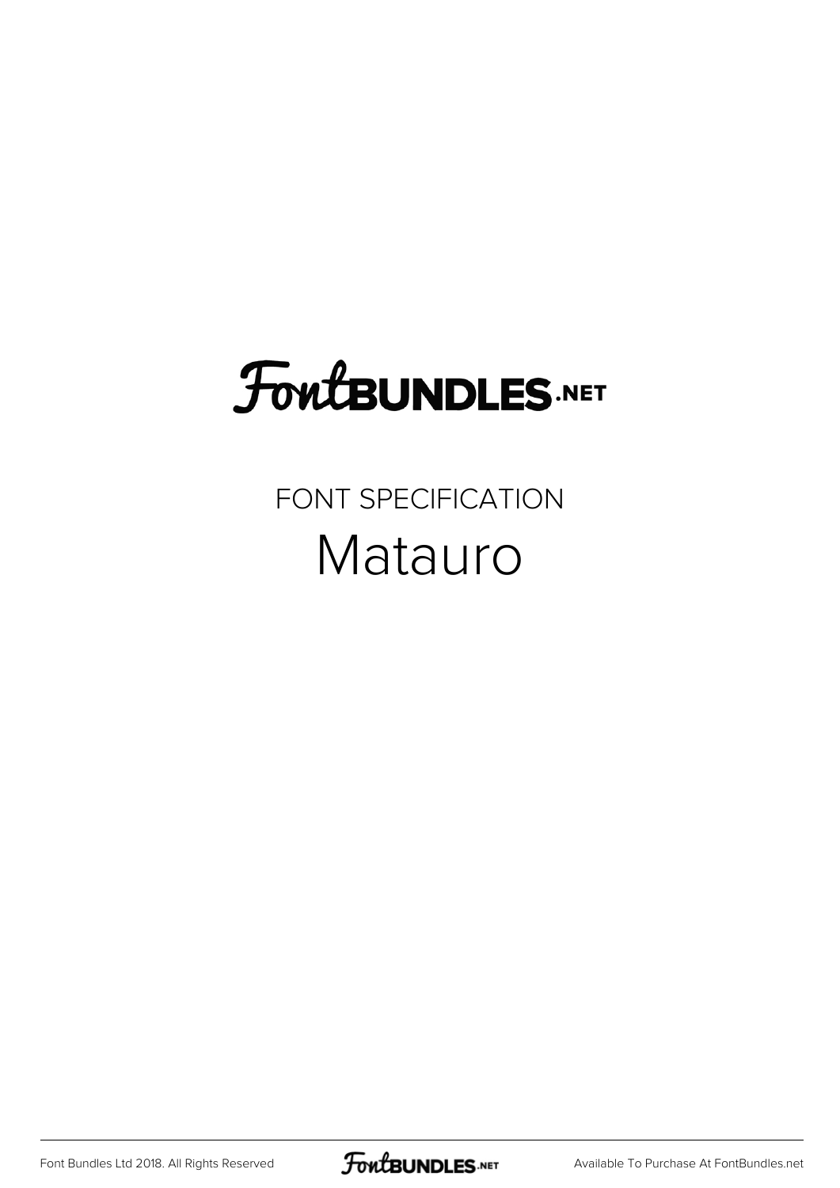# FontBUNDLES.NET

## FONT SPECIFICATION

# Matauro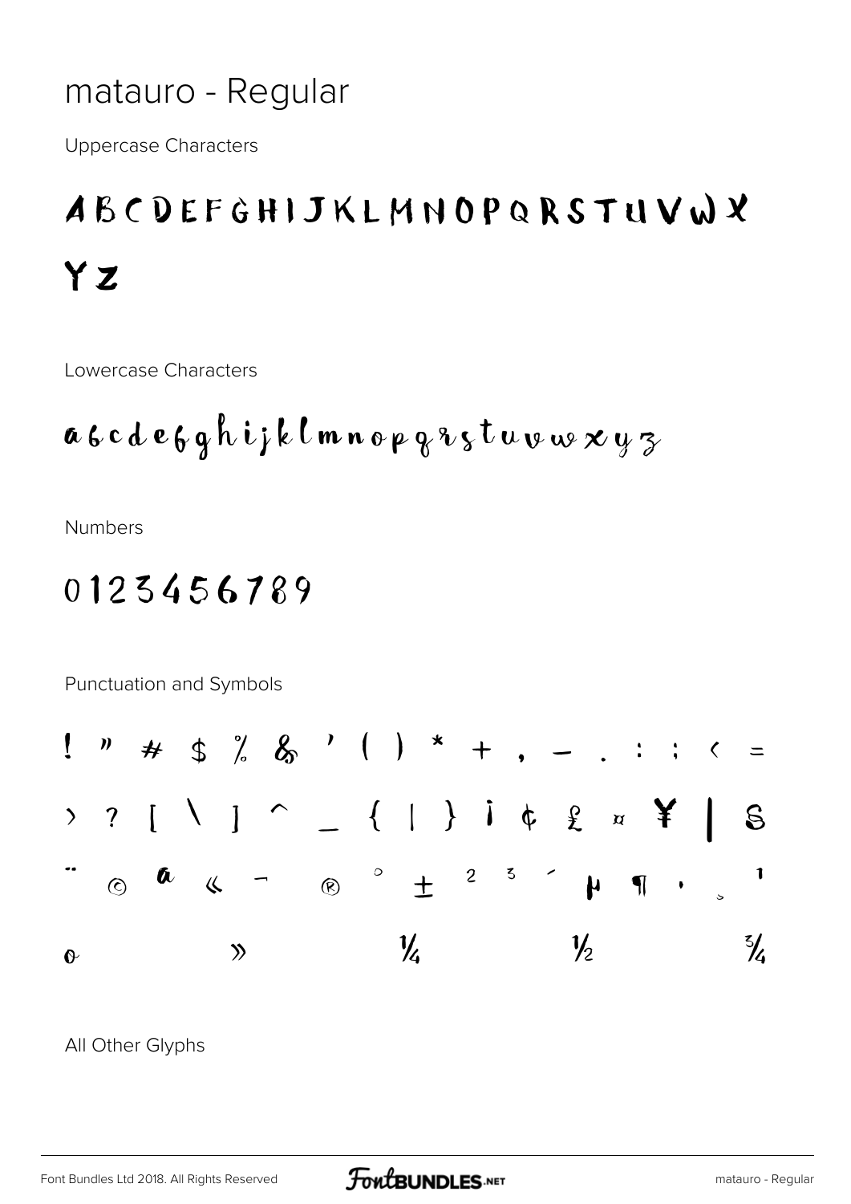# matauro - Regular

Uppercase Characters

ABCDEFGHIJKLMNOPQRSTUVWX

YZ

Lowercase Characters

abcdefghijklmnopqrstuvwxyz

Numbers

0123456789

Punctuation and Symbols

! " # $ % & ' ( ) * + , - . : ; < =

> ? [ \ ] ^ _ { | } ¡ ¢ £ ¤ ¥ ¦ §

¨ © ª « ¬ ® ° ± ² ³ ´ µ ¶ · ¸ ¹

º » ¼ ½ ¾

All Other Glyphs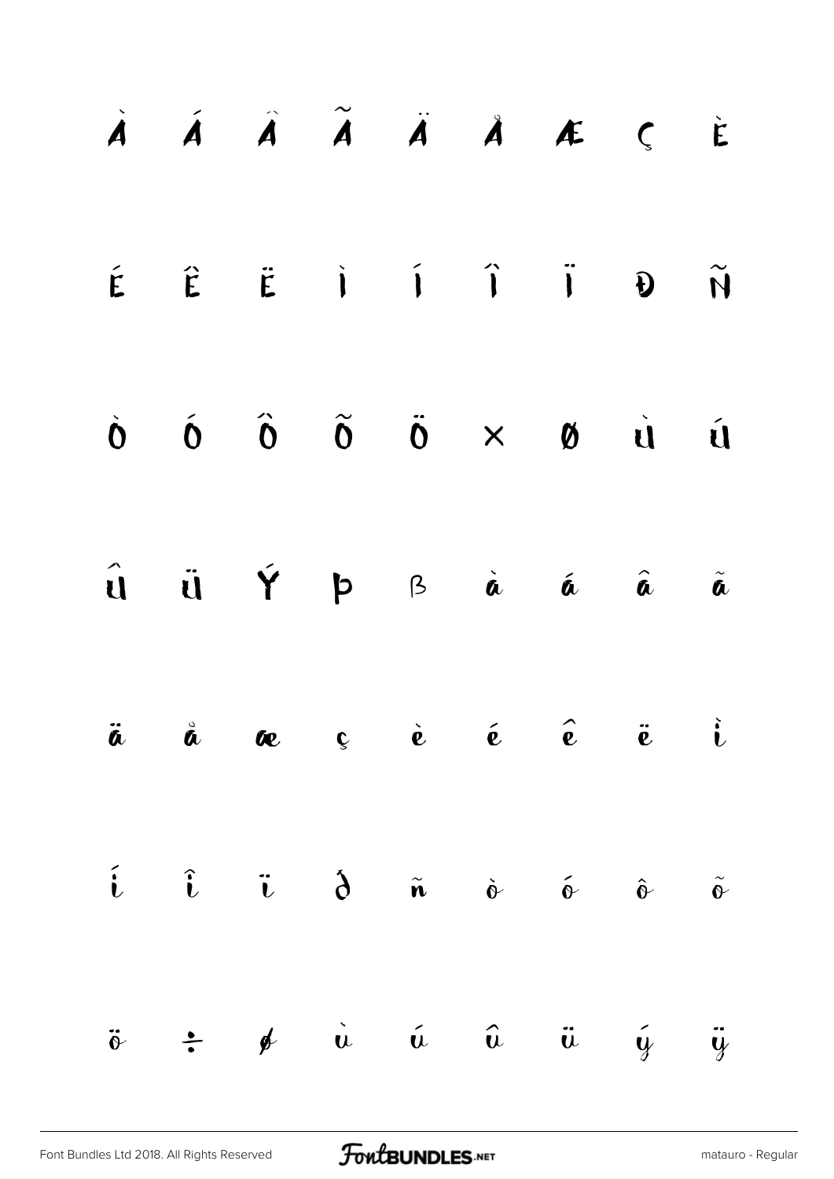À Á Â Ã Ä Å Æ Ç È

É Ê Ë Ì Í Î Ï Ð Ñ

Ò Ó Ô Õ Ö × Ø Ù Ú

Û Ü Ý Þ ß à á â ã

ä å æ ç è é ê ë ì

í î ï ð ñ ò ó ô õ

ö ÷ ø ù ú û ü ý ÿ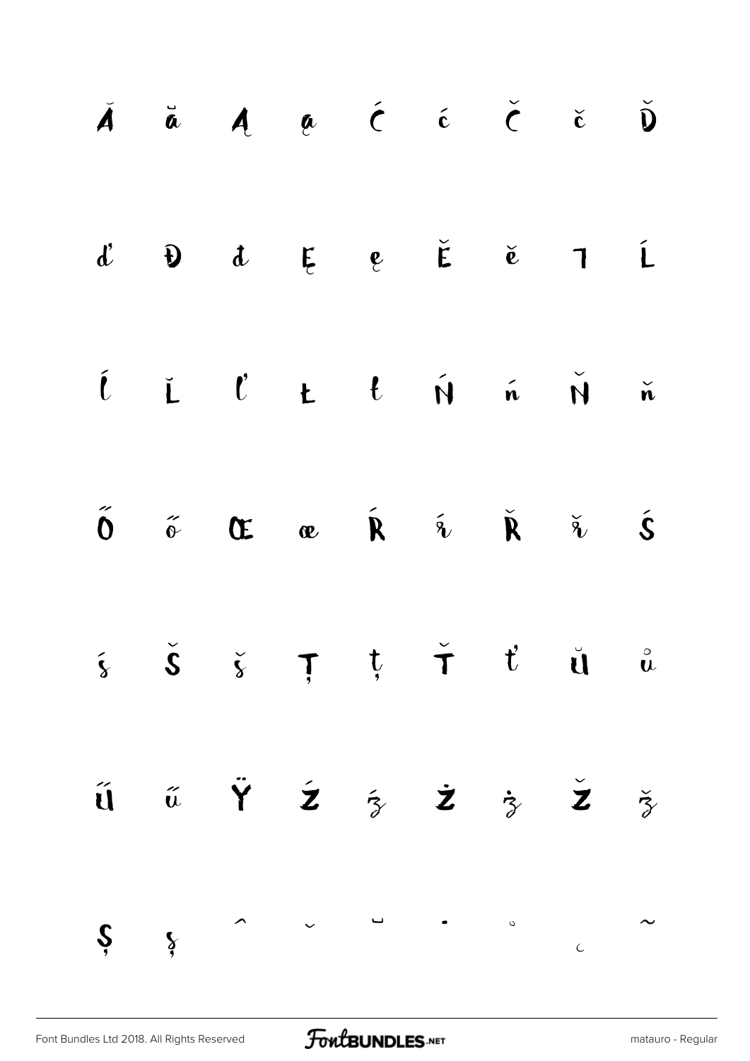Ă ă Ą ą Ć ć Č č Ď

ď Đ đ Ę ę Ě ě ˥ Ĺ

ĺ Ľ ľ Ł ł Ń ń Ň ň

Ő ő Œ œ Ŕ ŕ Ř ř Ś

ś Š š Ţ ţ Ť ť Ŭ ů

Ű ű Ÿ Ź ź Ż ż Ž ž

Ș ș ˆ ˇ ˘ ˙ ˚ ˛ ˜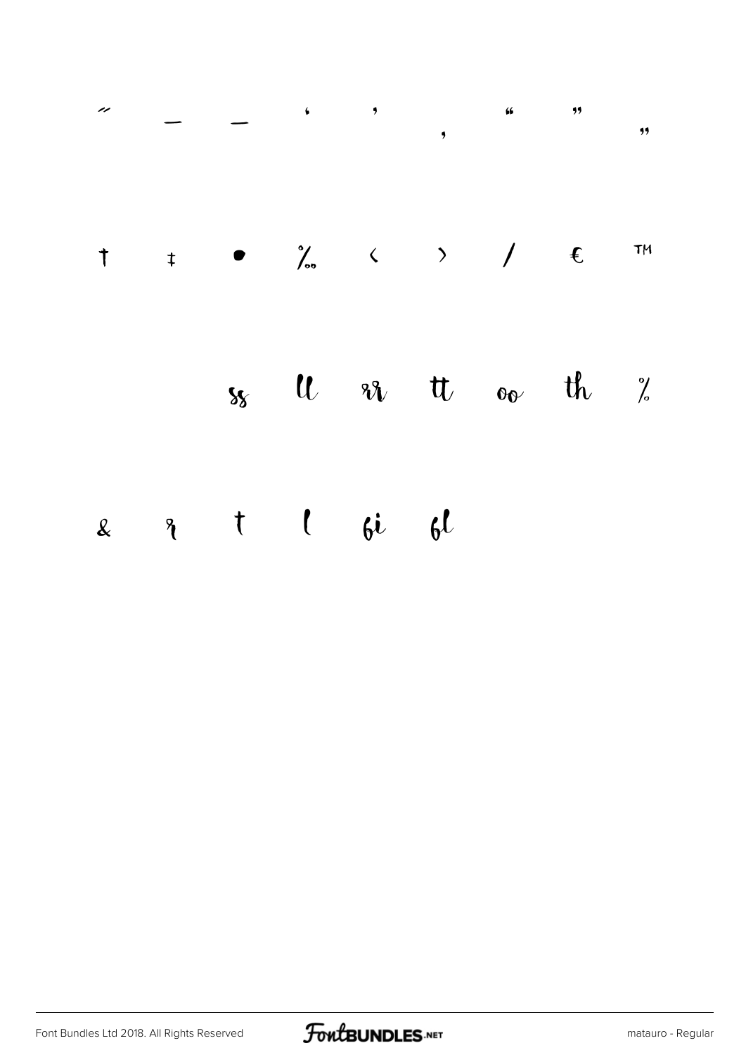˝ – — ' ' ‚ " " „

† ‡ • ‰ ‹ › ⁄ € ™

ss ll rr tt oo th %

& r t l fi fl